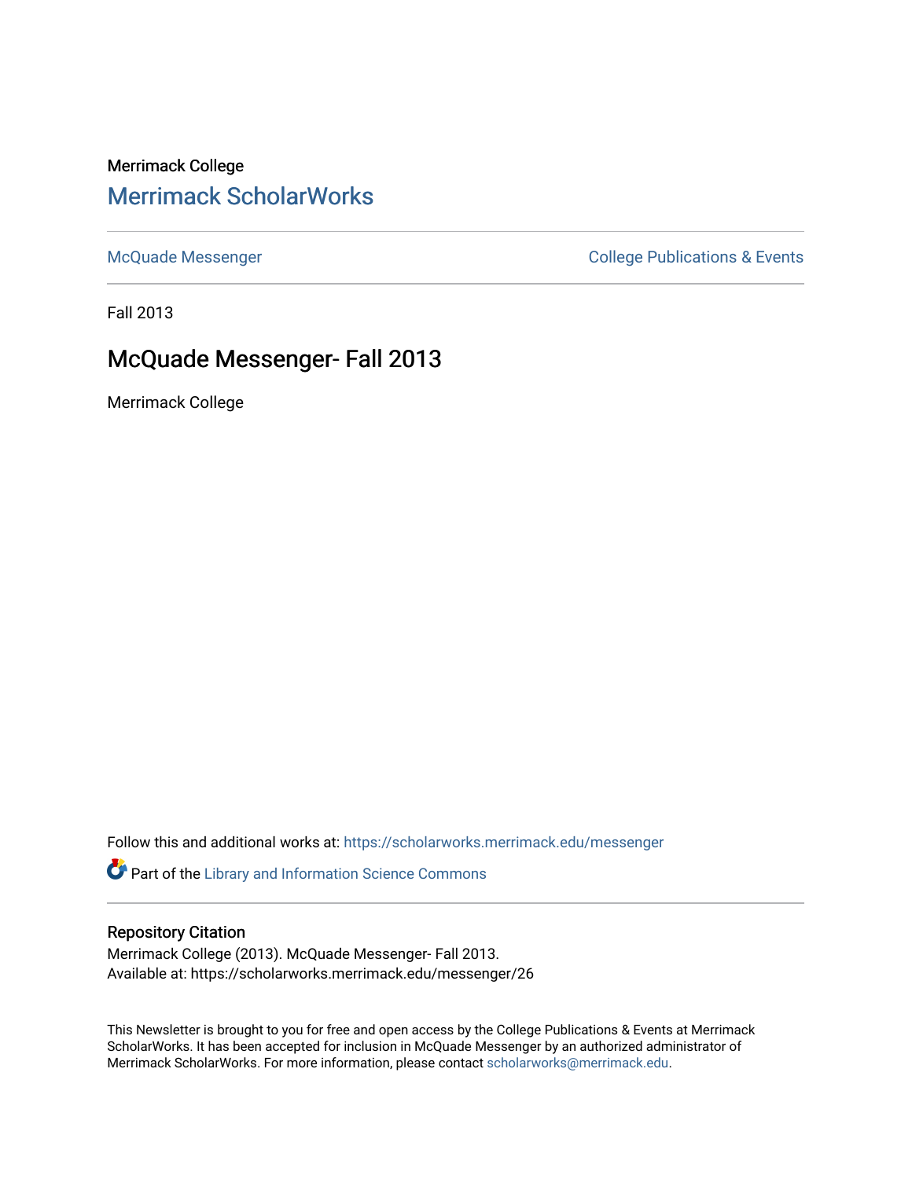Merrimack College

# Merrimack ScholarWorks

McQuade Messenger

College Publications & Events

Fall 2013

## McQuade Messenger- Fall 2013

Merrimack College

Follow this and additional works at: https://scholarworks.merrimack.edu/messenger

Part of the Library and Information Science Commons

### Repository Citation

Merrimack College (2013). McQuade Messenger- Fall 2013.
Available at: https://scholarworks.merrimack.edu/messenger/26

This Newsletter is brought to you for free and open access by the College Publications & Events at Merrimack ScholarWorks. It has been accepted for inclusion in McQuade Messenger by an authorized administrator of Merrimack ScholarWorks. For more information, please contact scholarworks@merrimack.edu.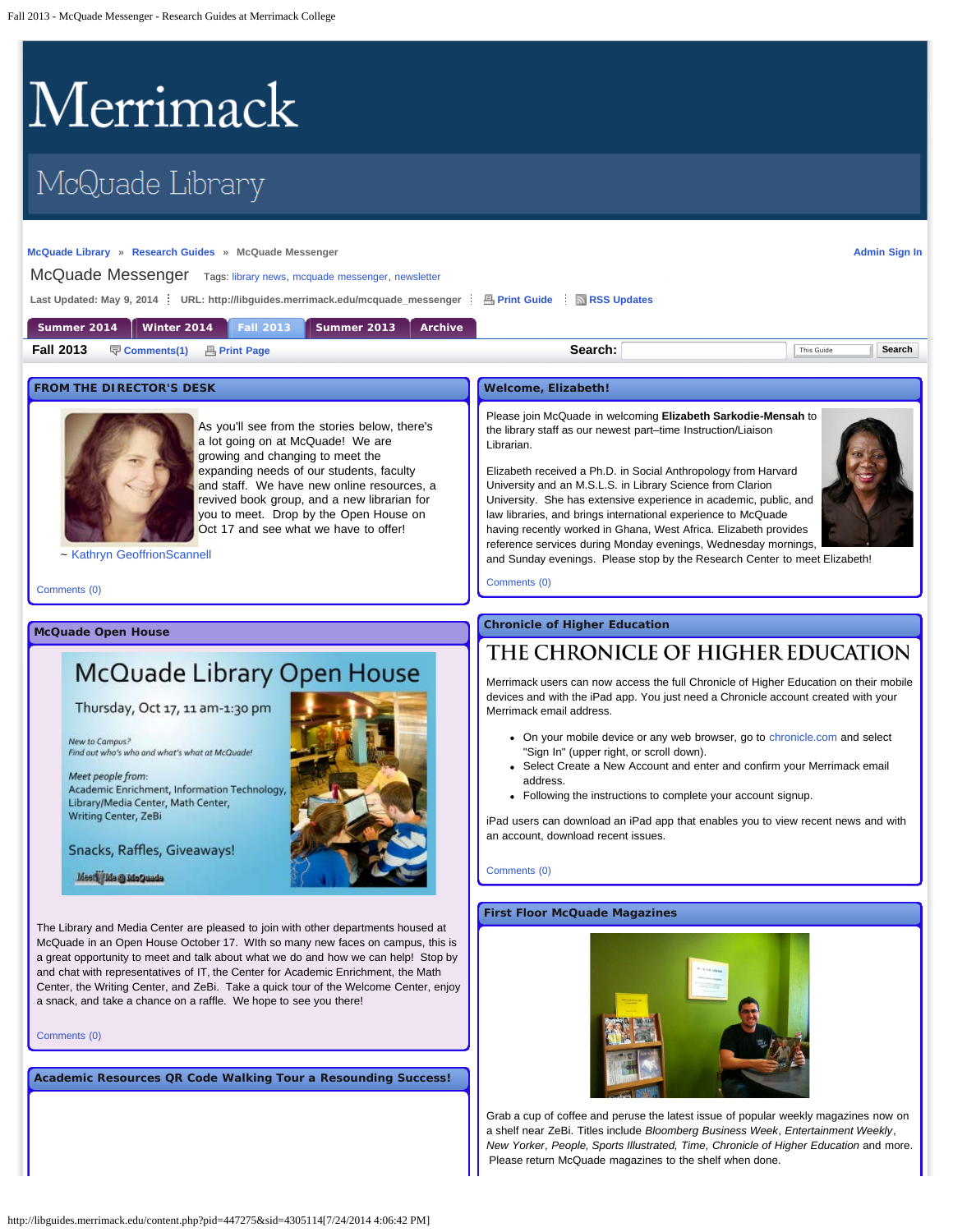Merrimack

McQuade Library

McQuade Library » Research Guides » McQuade Messenger

Admin Sign In

# McQuade Messenger

Tags: library news, mcquade messenger, newsletter

Last Updated: May 9, 2014 | URL: http://libguides.merrimack.edu/mcquade_messenger | Print Guide | RSS Updates

Summer 2014 | Winter 2014 | Fall 2013 | Summer 2013 | Archive

## Fall 2013

Comments(1) | Print Page

Search: This Guide Search

### FROM THE DIRECTOR'S DESK

As you'll see from the stories below, there's a lot going on at McQuade! We are growing and changing to meet the expanding needs of our students, faculty and staff. We have new online resources, a revived book group, and a new librarian for you to meet. Drop by the Open House on Oct 17 and see what we have to offer!

~ Kathryn GeoffrionScannell

Comments (0)

### McQuade Open House

McQuade Library Open House

Thursday, Oct 17, 11 am-1:30 pm

*New to Campus?*
*Find out who's who and what's what at McQuade!*

*Meet people from:*
Academic Enrichment, Information Technology, Library/Media Center, Math Center, Writing Center, ZeBi

Snacks, Raffles, Giveaways!

The Library and Media Center are pleased to join with other departments housed at McQuade in an Open House October 17. WIth so many new faces on campus, this is a great opportunity to meet and talk about what we do and how we can help! Stop by and chat with representatives of IT, the Center for Academic Enrichment, the Math Center, the Writing Center, and ZeBi. Take a quick tour of the Welcome Center, enjoy a snack, and take a chance on a raffle. We hope to see you there!

Comments (0)

### Academic Resources QR Code Walking Tour a Resounding Success!

### Welcome, Elizabeth!

Please join McQuade in welcoming **Elizabeth Sarkodie-Mensah** to the library staff as our newest part–time Instruction/Liaison Librarian.

Elizabeth received a Ph.D. in Social Anthropology from Harvard University and an M.S.L.S. in Library Science from Clarion University. She has extensive experience in academic, public, and law libraries, and brings international experience to McQuade having recently worked in Ghana, West Africa. Elizabeth provides reference services during Monday evenings, Wednesday mornings, and Sunday evenings. Please stop by the Research Center to meet Elizabeth!

Comments (0)

### Chronicle of Higher Education

THE CHRONICLE OF HIGHER EDUCATION

Merrimack users can now access the full Chronicle of Higher Education on their mobile devices and with the iPad app. You just need a Chronicle account created with your Merrimack email address.

- On your mobile device or any web browser, go to chronicle.com and select "Sign In" (upper right, or scroll down).
- Select Create a New Account and enter and confirm your Merrimack email address.
- Following the instructions to complete your account signup.

iPad users can download an iPad app that enables you to view recent news and with an account, download recent issues.

Comments (0)

### First Floor McQuade Magazines

Grab a cup of coffee and peruse the latest issue of popular weekly magazines now on a shelf near ZeBi. Titles include *Bloomberg Business Week*, *Entertainment Weekly*, *New Yorker*, *People*, *Sports Illustrated*, *Time*, *Chronicle of Higher Education* and more. Please return McQuade magazines to the shelf when done.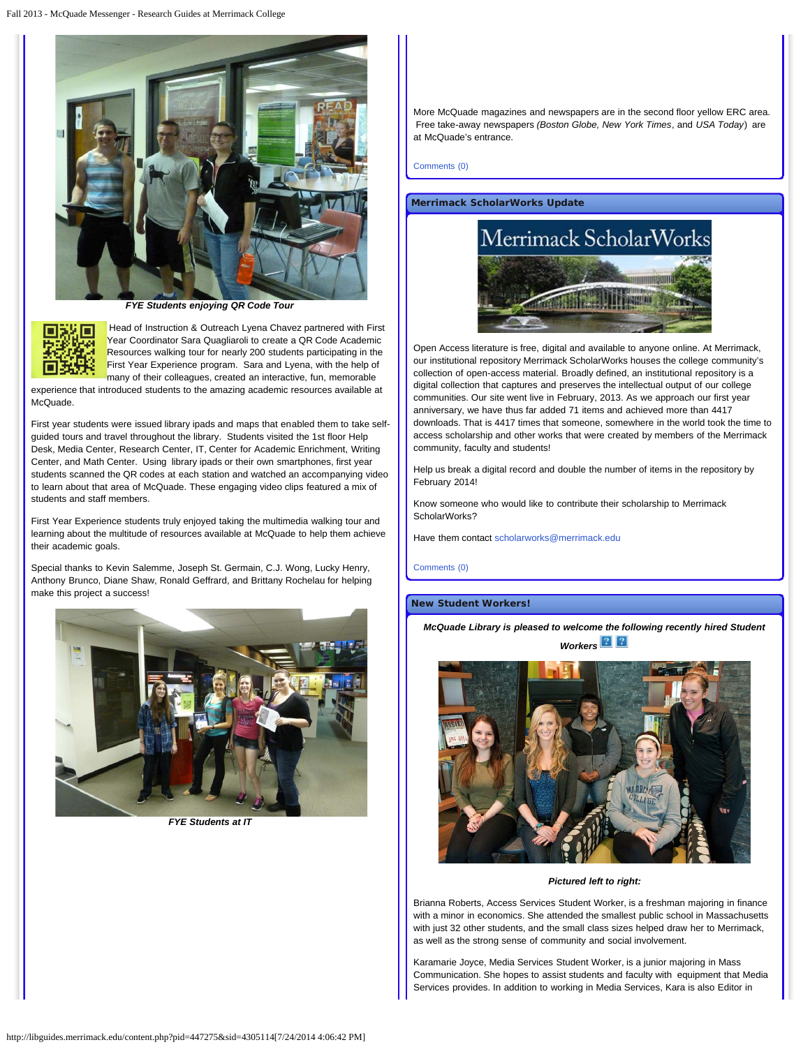*FYE Students enjoying QR Code Tour*

Head of Instruction & Outreach Lyena Chavez partnered with First Year Coordinator Sara Quagliaroli to create a QR Code Academic Resources walking tour for nearly 200 students participating in the First Year Experience program. Sara and Lyena, with the help of many of their colleagues, created an interactive, fun, memorable experience that introduced students to the amazing academic resources available at McQuade.

First year students were issued library ipads and maps that enabled them to take self-guided tours and travel throughout the library. Students visited the 1st floor Help Desk, Media Center, Research Center, IT, Center for Academic Enrichment, Writing Center, and Math Center. Using library ipads or their own smartphones, first year students scanned the QR codes at each station and watched an accompanying video to learn about that area of McQuade. These engaging video clips featured a mix of students and staff members.

First Year Experience students truly enjoyed taking the multimedia walking tour and learning about the multitude of resources available at McQuade to help them achieve their academic goals.

Special thanks to Kevin Salemme, Joseph St. Germain, C.J. Wong, Lucky Henry, Anthony Brunco, Diane Shaw, Ronald Geffrard, and Brittany Rochelau for helping make this project a success!

*FYE Students at IT*

More McQuade magazines and newspapers are in the second floor yellow ERC area. Free take-away newspapers (*Boston Globe, New York Times*, and *USA Today*) are at McQuade's entrance.

Comments (0)

## Merrimack ScholarWorks Update

Open Access literature is free, digital and available to anyone online. At Merrimack, our institutional repository Merrimack ScholarWorks houses the college community's collection of open-access material. Broadly defined, an institutional repository is a digital collection that captures and preserves the intellectual output of our college communities. Our site went live in February, 2013. As we approach our first year anniversary, we have thus far added 71 items and achieved more than 4417 downloads. That is 4417 times that someone, somewhere in the world took the time to access scholarship and other works that were created by members of the Merrimack community, faculty and students!

Help us break a digital record and double the number of items in the repository by February 2014!

Know someone who would like to contribute their scholarship to Merrimack ScholarWorks?

Have them contact scholarworks@merrimack.edu

Comments (0)

## New Student Workers!

***McQuade Library is pleased to welcome the following recently hired Student Workers***

***Pictured left to right:***

Brianna Roberts, Access Services Student Worker, is a freshman majoring in finance with a minor in economics. She attended the smallest public school in Massachusetts with just 32 other students, and the small class sizes helped draw her to Merrimack, as well as the strong sense of community and social involvement.

Karamarie Joyce, Media Services Student Worker, is a junior majoring in Mass Communication. She hopes to assist students and faculty with equipment that Media Services provides. In addition to working in Media Services, Kara is also Editor in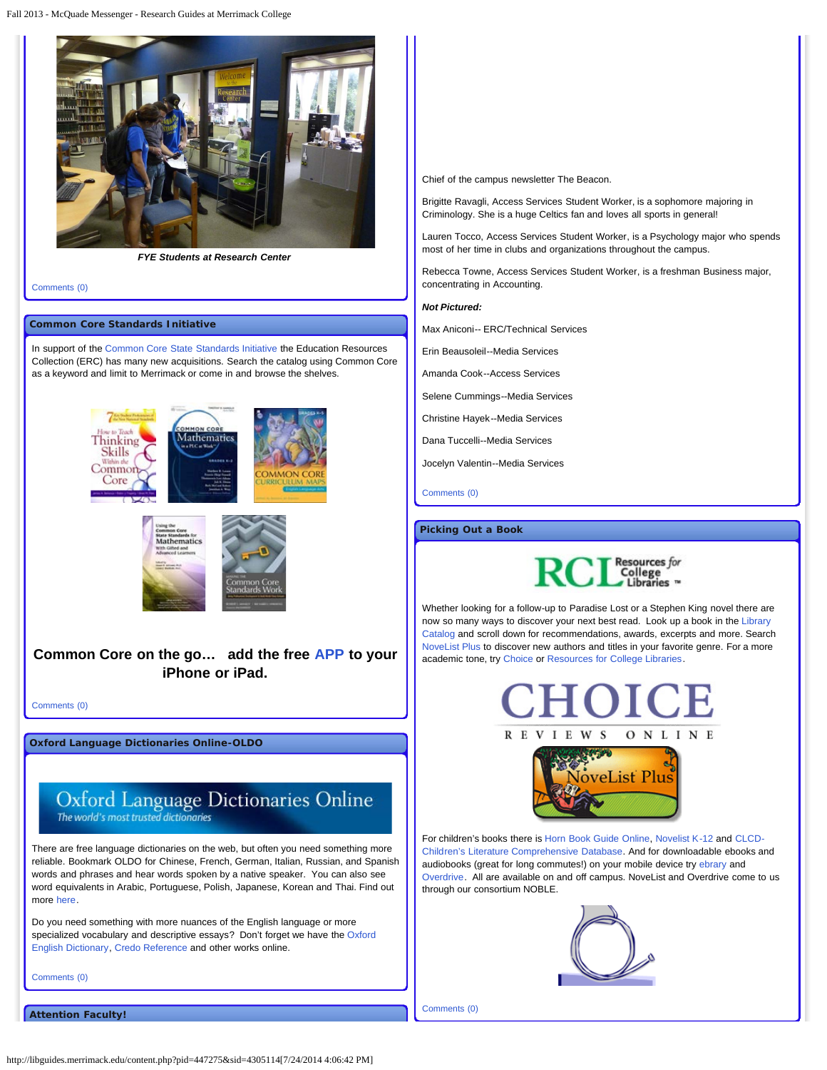*FYE Students at Research Center*

Comments (0)

## Common Core Standards Initiative

In support of the Common Core State Standards Initiative the Education Resources Collection (ERC) has many new acquisitions. Search the catalog using Common Core as a keyword and limit to Merrimack or come in and browse the shelves.

**Common Core on the go… add the free APP to your iPhone or iPad.**

Comments (0)

## Oxford Language Dictionaries Online-OLDO

There are free language dictionaries on the web, but often you need something more reliable. Bookmark OLDO for Chinese, French, German, Italian, Russian, and Spanish words and phrases and hear words spoken by a native speaker. You can also see word equivalents in Arabic, Portuguese, Polish, Japanese, Korean and Thai. Find out more here.

Do you need something with more nuances of the English language or more specialized vocabulary and descriptive essays? Don't forget we have the Oxford English Dictionary, Credo Reference and other works online.

Comments (0)

## Attention Faculty!

Chief of the campus newsletter The Beacon.

Brigitte Ravagli, Access Services Student Worker, is a sophomore majoring in Criminology. She is a huge Celtics fan and loves all sports in general!

Lauren Tocco, Access Services Student Worker, is a Psychology major who spends most of her time in clubs and organizations throughout the campus.

Rebecca Towne, Access Services Student Worker, is a freshman Business major, concentrating in Accounting.

***Not Pictured:***

Max Aniconi-- ERC/Technical Services

Erin Beausoleil--Media Services

Amanda Cook--Access Services

Selene Cummings--Media Services

Christine Hayek--Media Services

Dana Tuccelli--Media Services

Jocelyn Valentin--Media Services

Comments (0)

## Picking Out a Book

Whether looking for a follow-up to Paradise Lost or a Stephen King novel there are now so many ways to discover your next best read. Look up a book in the Library Catalog and scroll down for recommendations, awards, excerpts and more. Search NoveList Plus to discover new authors and titles in your favorite genre. For a more academic tone, try Choice or Resources for College Libraries.

For children's books there is Horn Book Guide Online, Novelist K-12 and CLCD-Children's Literature Comprehensive Database. And for downloadable ebooks and audiobooks (great for long commutes!) on your mobile device try ebrary and Overdrive. All are available on and off campus. NoveList and Overdrive come to us through our consortium NOBLE.

Comments (0)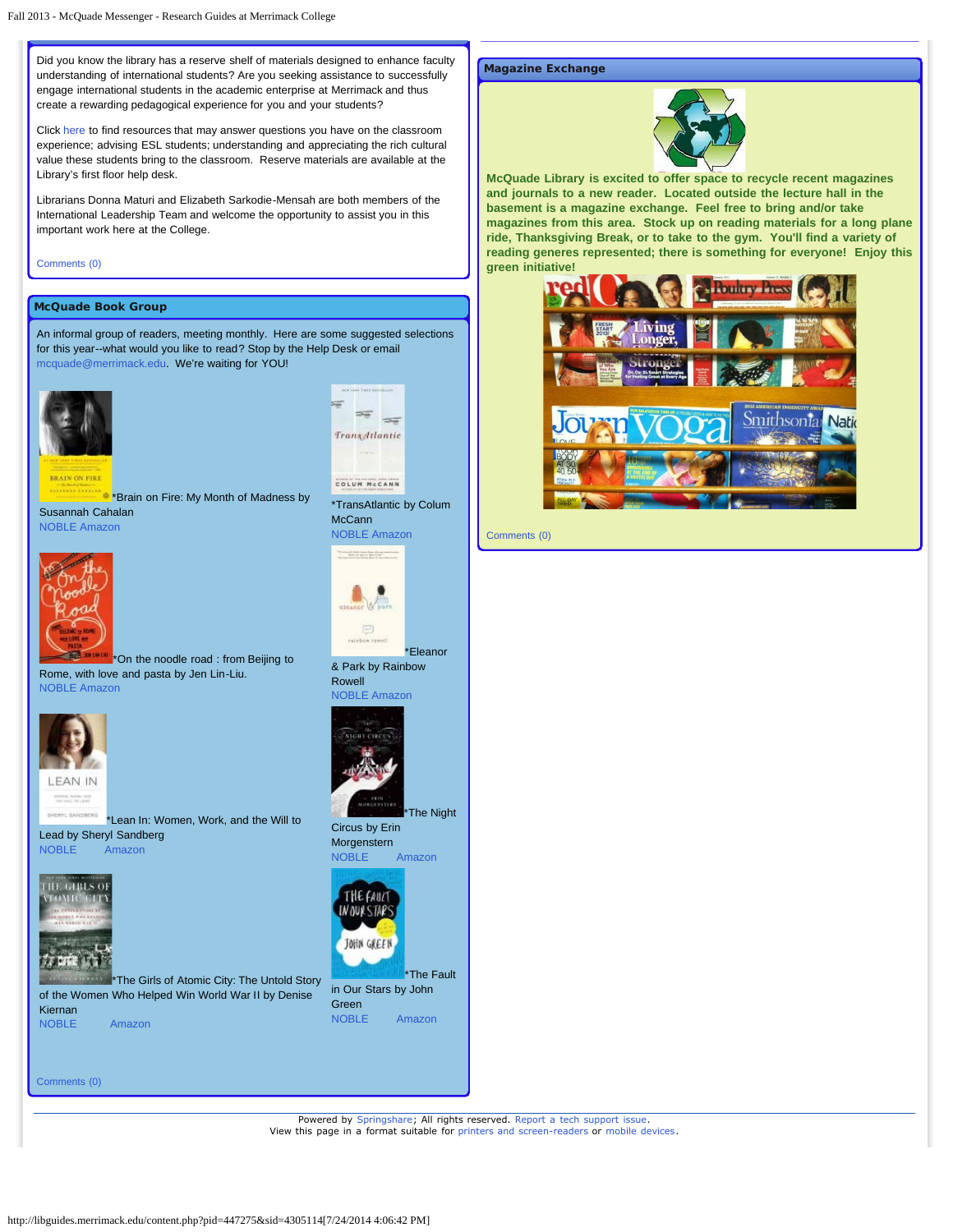Did you know the library has a reserve shelf of materials designed to enhance faculty understanding of international students? Are you seeking assistance to successfully engage international students in the academic enterprise at Merrimack and thus create a rewarding pedagogical experience for you and your students?

Click here to find resources that may answer questions you have on the classroom experience; advising ESL students; understanding and appreciating the rich cultural value these students bring to the classroom. Reserve materials are available at the Library's first floor help desk.

Librarians Donna Maturi and Elizabeth Sarkodie-Mensah are both members of the International Leadership Team and welcome the opportunity to assist you in this important work here at the College.

Comments (0)

## McQuade Book Group

An informal group of readers, meeting monthly. Here are some suggested selections for this year--what would you like to read? Stop by the Help Desk or email mcquade@merrimack.edu. We're waiting for YOU!

*Brain on Fire: My Month of Madness by Susannah Cahalan
NOBLE Amazon

*On the noodle road : from Beijing to Rome, with love and pasta by Jen Lin-Liu.
NOBLE Amazon

*Lean In: Women, Work, and the Will to Lead by Sheryl Sandberg
NOBLE Amazon

*The Girls of Atomic City: The Untold Story of the Women Who Helped Win World War II by Denise Kiernan
NOBLE Amazon

*TransAtlantic by Colum McCann
NOBLE Amazon

*Eleanor & Park by Rainbow Rowell
NOBLE Amazon

*The Night Circus by Erin Morgenstern
NOBLE Amazon

*The Fault in Our Stars by John Green
NOBLE Amazon

Comments (0)

## Magazine Exchange

**McQuade Library is excited to offer space to recycle recent magazines and journals to a new reader. Located outside the lecture hall in the basement is a magazine exchange. Feel free to bring and/or take magazines from this area. Stock up on reading materials for a long plane ride, Thanksgiving Break, or to take to the gym. You'll find a variety of reading generes represented; there is something for everyone! Enjoy this green initiative!**

Comments (0)

Powered by Springshare; All rights reserved. Report a tech support issue.
View this page in a format suitable for printers and screen-readers or mobile devices.